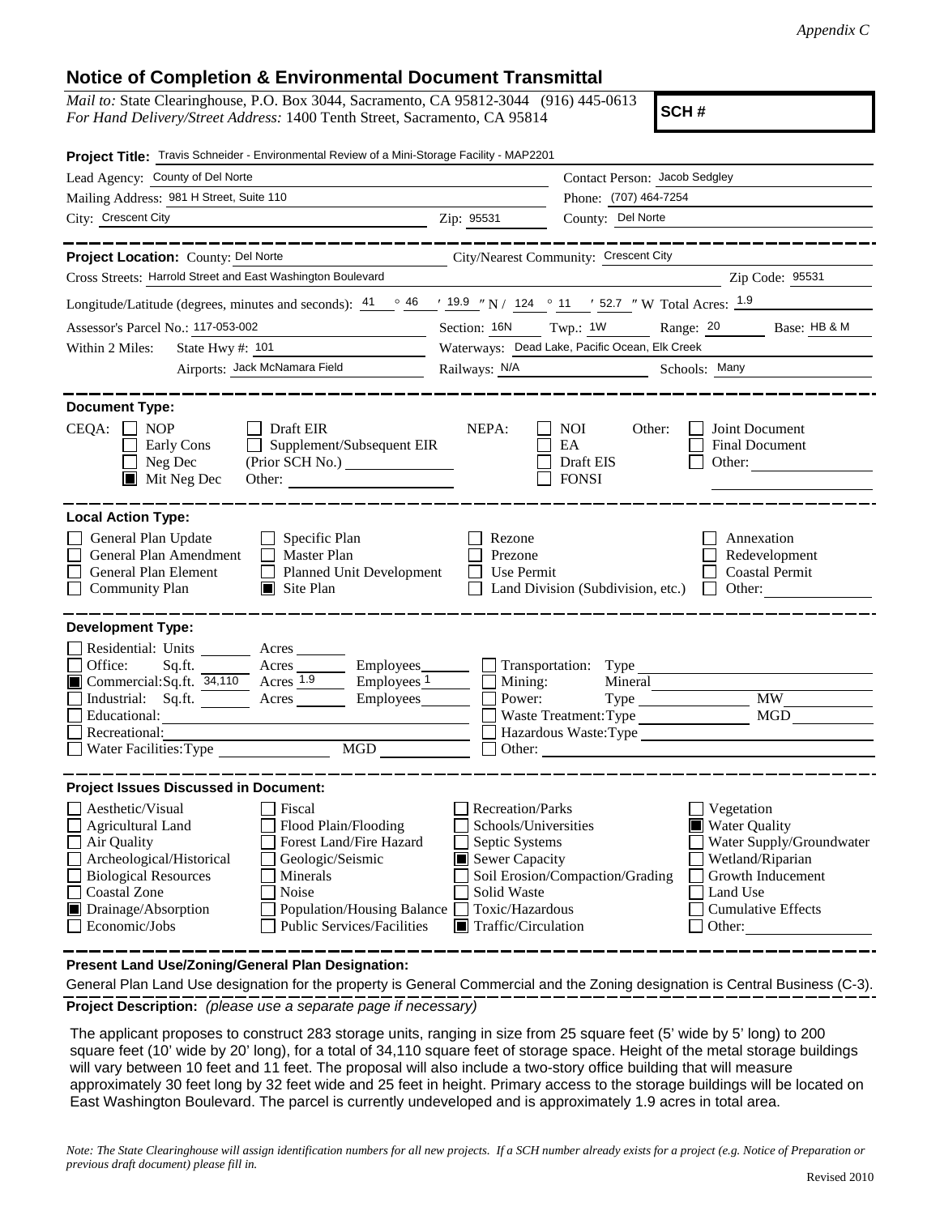*Appendix C*

## Notice of Completion & Environmental Document Transmittal

*Mail to:* State Clearinghouse, P.O. Box 3044, Sacramento, CA 95812-3044 (916) 445-0613
*For Hand Delivery/Street Address:* 1400 Tenth Street, Sacramento, CA 95814

**SCH #**

**Project Title:** Travis Schneider - Environmental Review of a Mini-Storage Facility - MAP2201

Lead Agency: County of Del Norte
Contact Person: Jacob Sedgley
Mailing Address: 981 H Street, Suite 110
Phone: (707) 464-7254
City: Crescent City
Zip: 95531
County: Del Norte

**Project Location:** County: Del Norte
City/Nearest Community: Crescent City
Cross Streets: Harrold Street and East Washington Boulevard
Zip Code: 95531
Longitude/Latitude (degrees, minutes and seconds): 41 ° 46 ′ 19.9 ″ N / 124 ° 11 ′ 52.7 ″ W Total Acres: 1.9
Assessor's Parcel No.: 117-053-002
Section: 16N Twp.: 1W Range: 20 Base: HB & M
Within 2 Miles: State Hwy #: 101
Waterways: Dead Lake, Pacific Ocean, Elk Creek
Airports: Jack McNamara Field
Railways: N/A
Schools: Many

**Document Type:**

CEQA:
- [ ] NOP
- [ ] Early Cons
- [ ] Neg Dec
- [x] Mit Neg Dec
- [ ] Draft EIR
- [ ] Supplement/Subsequent EIR (Prior SCH No.) ______
- Other: ______

NEPA:
- [ ] NOI
- [ ] EA
- [ ] Draft EIS
- [ ] FONSI

Other:
- [ ] Joint Document
- [ ] Final Document
- [ ] Other: ______

**Local Action Type:**

- [ ] General Plan Update
- [ ] General Plan Amendment
- [ ] General Plan Element
- [ ] Community Plan
- [ ] Specific Plan
- [ ] Master Plan
- [ ] Planned Unit Development
- [x] Site Plan
- [ ] Rezone
- [ ] Prezone
- [ ] Use Permit
- [ ] Land Division (Subdivision, etc.)
- [ ] Annexation
- [ ] Redevelopment
- [ ] Coastal Permit
- [ ] Other: ______

**Development Type:**

- [ ] Residential: Units ______ Acres ______
- [ ] Office: Sq.ft. ______ Acres ______ Employees ______
- [x] Commercial: Sq.ft. 34,110 Acres 1.9 Employees 1
- [ ] Industrial: Sq.ft. ______ Acres ______ Employees ______
- [ ] Educational: ______
- [ ] Recreational: ______
- [ ] Water Facilities: Type ______ MGD ______
- [ ] Transportation: Type ______
- [ ] Mining: Mineral ______
- [ ] Power: Type ______ MW ______
- [ ] Waste Treatment: Type ______ MGD ______
- [ ] Hazardous Waste: Type ______
- [ ] Other: ______

**Project Issues Discussed in Document:**

- [ ] Aesthetic/Visual
- [ ] Agricultural Land
- [ ] Air Quality
- [ ] Archeological/Historical
- [ ] Biological Resources
- [ ] Coastal Zone
- [x] Drainage/Absorption
- [ ] Economic/Jobs
- [ ] Fiscal
- [ ] Flood Plain/Flooding
- [ ] Forest Land/Fire Hazard
- [ ] Geologic/Seismic
- [ ] Minerals
- [ ] Noise
- [ ] Population/Housing Balance
- [ ] Public Services/Facilities
- [ ] Recreation/Parks
- [ ] Schools/Universities
- [ ] Septic Systems
- [x] Sewer Capacity
- [ ] Soil Erosion/Compaction/Grading
- [ ] Solid Waste
- [ ] Toxic/Hazardous
- [x] Traffic/Circulation
- [ ] Vegetation
- [x] Water Quality
- [ ] Water Supply/Groundwater
- [ ] Wetland/Riparian
- [ ] Growth Inducement
- [ ] Land Use
- [ ] Cumulative Effects
- [ ] Other: ______

**Present Land Use/Zoning/General Plan Designation:**

General Plan Land Use designation for the property is General Commercial and the Zoning designation is Central Business (C-3).

**Project Description:** *(please use a separate page if necessary)*

The applicant proposes to construct 283 storage units, ranging in size from 25 square feet (5' wide by 5' long) to 200 square feet (10' wide by 20' long), for a total of 34,110 square feet of storage space. Height of the metal storage buildings will vary between 10 feet and 11 feet. The proposal will also include a two-story office building that will measure approximately 30 feet long by 32 feet wide and 25 feet in height. Primary access to the storage buildings will be located on East Washington Boulevard. The parcel is currently undeveloped and is approximately 1.9 acres in total area.

*Note: The State Clearinghouse will assign identification numbers for all new projects. If a SCH number already exists for a project (e.g. Notice of Preparation or previous draft document) please fill in.*

Revised 2010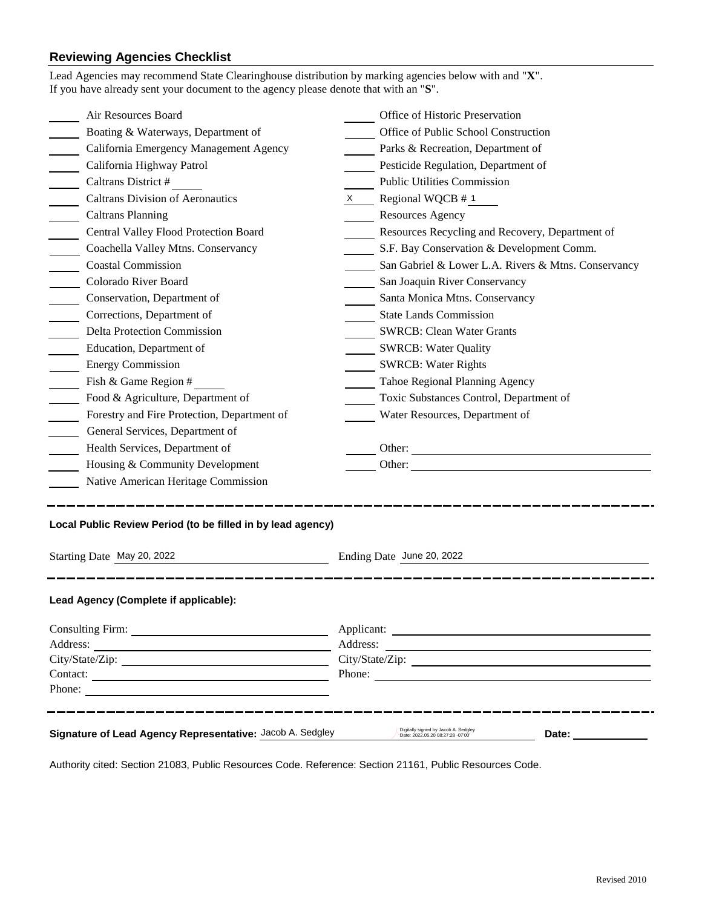## Reviewing Agencies Checklist

Lead Agencies may recommend State Clearinghouse distribution by marking agencies below with and "**X**".
If you have already sent your document to the agency please denote that with an "**S**".

| | | | |
|---|---|---|---|
| ____ | Air Resources Board | ____ | Office of Historic Preservation |
| ____ | Boating & Waterways, Department of | ____ | Office of Public School Construction |
| ____ | California Emergency Management Agency | ____ | Parks & Recreation, Department of |
| ____ | California Highway Patrol | ____ | Pesticide Regulation, Department of |
| ____ | Caltrans District # ____ | ____ | Public Utilities Commission |
| ____ | Caltrans Division of Aeronautics | X | Regional WQCB # 1 |
| ____ | Caltrans Planning | ____ | Resources Agency |
| ____ | Central Valley Flood Protection Board | ____ | Resources Recycling and Recovery, Department of |
| ____ | Coachella Valley Mtns. Conservancy | ____ | S.F. Bay Conservation & Development Comm. |
| ____ | Coastal Commission | ____ | San Gabriel & Lower L.A. Rivers & Mtns. Conservancy |
| ____ | Colorado River Board | ____ | San Joaquin River Conservancy |
| ____ | Conservation, Department of | ____ | Santa Monica Mtns. Conservancy |
| ____ | Corrections, Department of | ____ | State Lands Commission |
| ____ | Delta Protection Commission | ____ | SWRCB: Clean Water Grants |
| ____ | Education, Department of | ____ | SWRCB: Water Quality |
| ____ | Energy Commission | ____ | SWRCB: Water Rights |
| ____ | Fish & Game Region # ____ | ____ | Tahoe Regional Planning Agency |
| ____ | Food & Agriculture, Department of | ____ | Toxic Substances Control, Department of |
| ____ | Forestry and Fire Protection, Department of | ____ | Water Resources, Department of |
| ____ | General Services, Department of | | |
| ____ | Health Services, Department of | ____ | Other: |
| ____ | Housing & Community Development | ____ | Other: |
| ____ | Native American Heritage Commission | | |

**Local Public Review Period (to be filled in by lead agency)**

Starting Date May 20, 2022 Ending Date June 20, 2022

**Lead Agency (Complete if applicable):**

Consulting Firm:
Address:
City/State/Zip:
Contact:
Phone:

Applicant:
Address:
City/State/Zip:
Phone:

**Signature of Lead Agency Representative:** Jacob A. Sedgley Digitally signed by Jacob A. Sedgley Date: 2022.05.20 08:27:28 -07'00' **Date:**

Authority cited: Section 21083, Public Resources Code. Reference: Section 21161, Public Resources Code.

Revised 2010